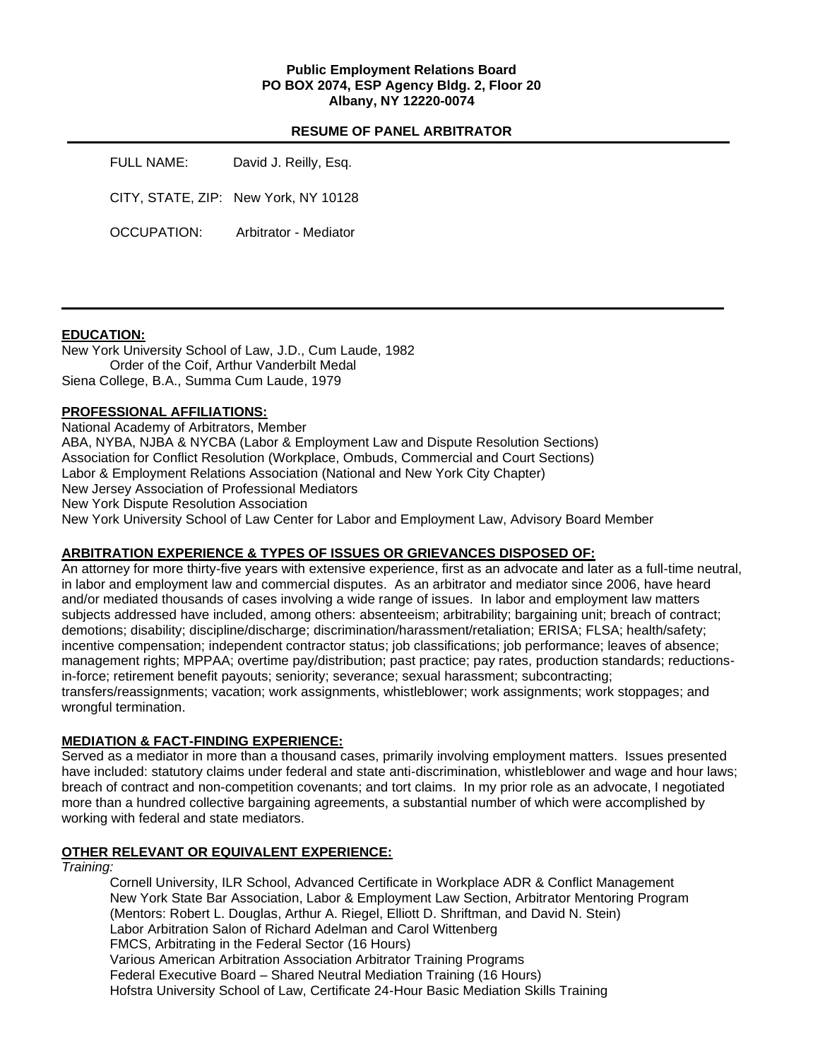**Public Employment Relations Board**
**PO BOX 2074, ESP Agency Bldg. 2, Floor 20**
**Albany, NY 12220-0074**

**RESUME OF PANEL ARBITRATOR**

FULL NAME: David J. Reilly, Esq.

CITY, STATE, ZIP: New York, NY 10128

OCCUPATION: Arbitrator - Mediator

---

## EDUCATION:

New York University School of Law, J.D., Cum Laude, 1982
    Order of the Coif, Arthur Vanderbilt Medal
Siena College, B.A., Summa Cum Laude, 1979

## PROFESSIONAL AFFILIATIONS:

National Academy of Arbitrators, Member
ABA, NYBA, NJBA & NYCBA (Labor & Employment Law and Dispute Resolution Sections)
Association for Conflict Resolution (Workplace, Ombuds, Commercial and Court Sections)
Labor & Employment Relations Association (National and New York City Chapter)
New Jersey Association of Professional Mediators
New York Dispute Resolution Association
New York University School of Law Center for Labor and Employment Law, Advisory Board Member

## ARBITRATION EXPERIENCE & TYPES OF ISSUES OR GRIEVANCES DISPOSED OF:

An attorney for more thirty-five years with extensive experience, first as an advocate and later as a full-time neutral, in labor and employment law and commercial disputes. As an arbitrator and mediator since 2006, have heard and/or mediated thousands of cases involving a wide range of issues. In labor and employment law matters subjects addressed have included, among others: absenteeism; arbitrability; bargaining unit; breach of contract; demotions; disability; discipline/discharge; discrimination/harassment/retaliation; ERISA; FLSA; health/safety; incentive compensation; independent contractor status; job classifications; job performance; leaves of absence; management rights; MPPAA; overtime pay/distribution; past practice; pay rates, production standards; reductions-in-force; retirement benefit payouts; seniority; severance; sexual harassment; subcontracting; transfers/reassignments; vacation; work assignments, whistleblower; work assignments; work stoppages; and wrongful termination.

## MEDIATION & FACT-FINDING EXPERIENCE:

Served as a mediator in more than a thousand cases, primarily involving employment matters. Issues presented have included: statutory claims under federal and state anti-discrimination, whistleblower and wage and hour laws; breach of contract and non-competition covenants; and tort claims. In my prior role as an advocate, I negotiated more than a hundred collective bargaining agreements, a substantial number of which were accomplished by working with federal and state mediators.

## OTHER RELEVANT OR EQUIVALENT EXPERIENCE:

*Training:*

Cornell University, ILR School, Advanced Certificate in Workplace ADR & Conflict Management
New York State Bar Association, Labor & Employment Law Section, Arbitrator Mentoring Program (Mentors: Robert L. Douglas, Arthur A. Riegel, Elliott D. Shriftman, and David N. Stein)
Labor Arbitration Salon of Richard Adelman and Carol Wittenberg
FMCS, Arbitrating in the Federal Sector (16 Hours)
Various American Arbitration Association Arbitrator Training Programs
Federal Executive Board – Shared Neutral Mediation Training (16 Hours)
Hofstra University School of Law, Certificate 24-Hour Basic Mediation Skills Training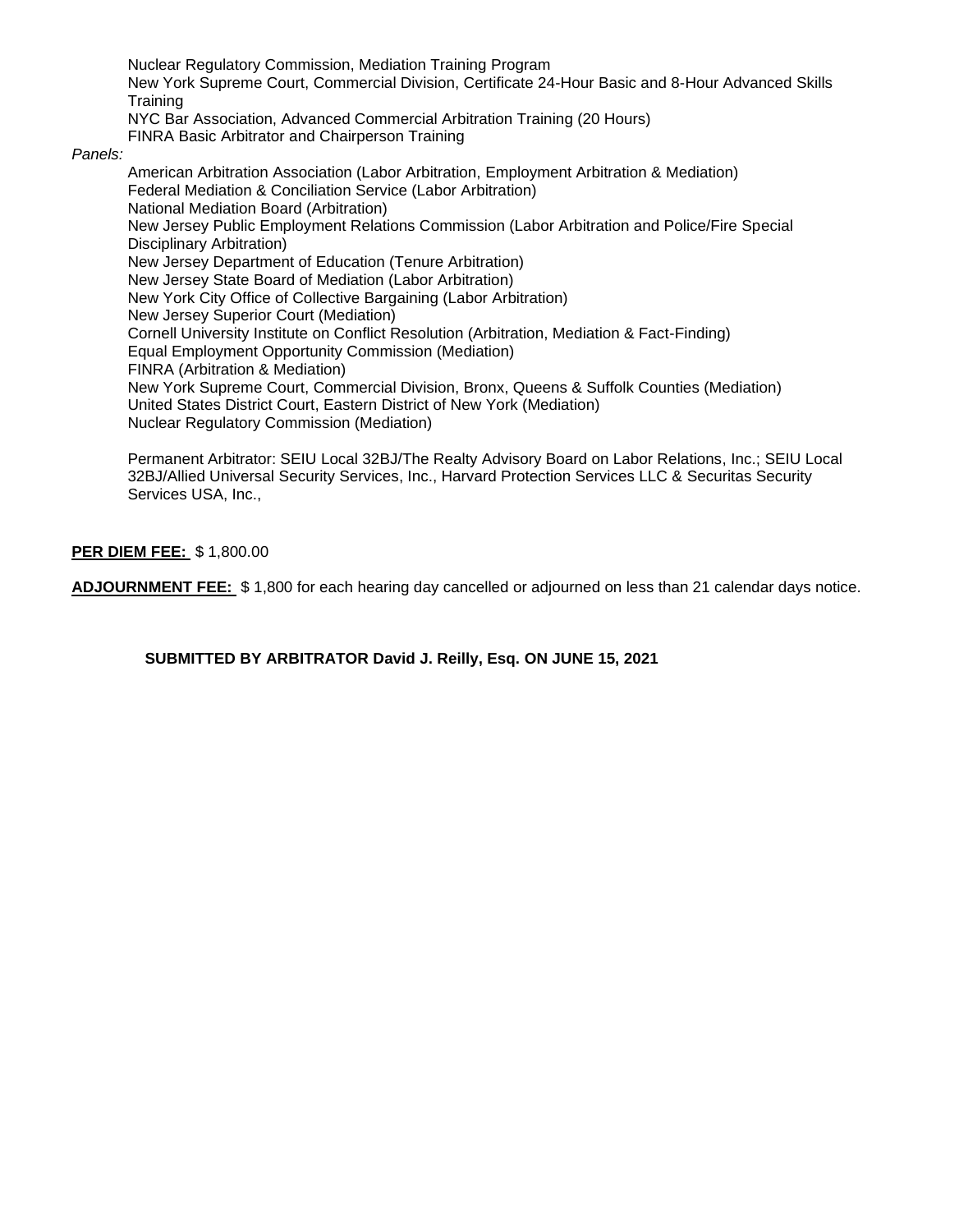Nuclear Regulatory Commission, Mediation Training Program
New York Supreme Court, Commercial Division, Certificate 24-Hour Basic and 8-Hour Advanced Skills Training
NYC Bar Association, Advanced Commercial Arbitration Training (20 Hours)
FINRA Basic Arbitrator and Chairperson Training

*Panels:*

American Arbitration Association (Labor Arbitration, Employment Arbitration & Mediation)
Federal Mediation & Conciliation Service (Labor Arbitration)
National Mediation Board (Arbitration)
New Jersey Public Employment Relations Commission (Labor Arbitration and Police/Fire Special Disciplinary Arbitration)
New Jersey Department of Education (Tenure Arbitration)
New Jersey State Board of Mediation (Labor Arbitration)
New York City Office of Collective Bargaining (Labor Arbitration)
New Jersey Superior Court (Mediation)
Cornell University Institute on Conflict Resolution (Arbitration, Mediation & Fact-Finding)
Equal Employment Opportunity Commission (Mediation)
FINRA (Arbitration & Mediation)
New York Supreme Court, Commercial Division, Bronx, Queens & Suffolk Counties (Mediation)
United States District Court, Eastern District of New York (Mediation)
Nuclear Regulatory Commission (Mediation)

Permanent Arbitrator: SEIU Local 32BJ/The Realty Advisory Board on Labor Relations, Inc.; SEIU Local 32BJ/Allied Universal Security Services, Inc., Harvard Protection Services LLC & Securitas Security Services USA, Inc.,

**PER DIEM FEE:** $ 1,800.00

**ADJOURNMENT FEE:** $ 1,800 for each hearing day cancelled or adjourned on less than 21 calendar days notice.

**SUBMITTED BY ARBITRATOR David J. Reilly, Esq. ON JUNE 15, 2021**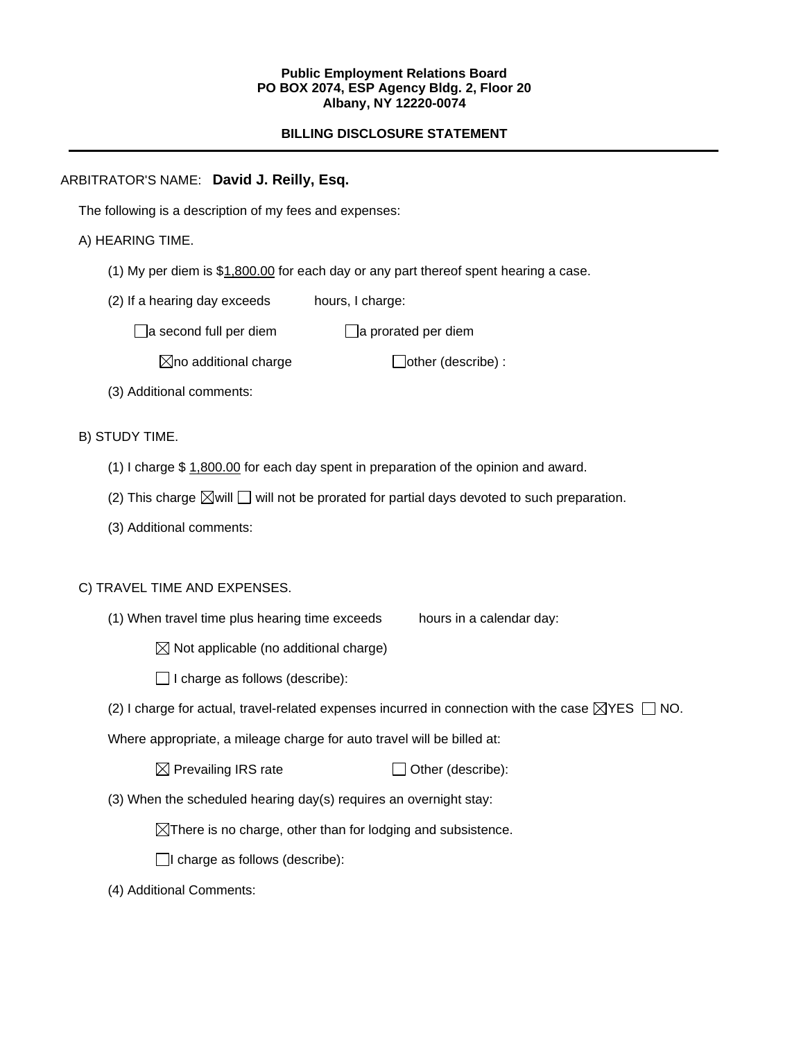**Public Employment Relations Board**
**PO BOX 2074, ESP Agency Bldg. 2, Floor 20**
**Albany, NY 12220-0074**

**BILLING DISCLOSURE STATEMENT**

---

ARBITRATOR'S NAME: **David J. Reilly, Esq.**

The following is a description of my fees and expenses:

A) HEARING TIME.

(1) My per diem is $1,800.00 for each day or any part thereof spent hearing a case.

(2) If a hearing day exceeds hours, I charge:

☐ a second full per diem ☐ a prorated per diem

☒ no additional charge ☐ other (describe) :

(3) Additional comments:

B) STUDY TIME.

(1) I charge $ 1,800.00 for each day spent in preparation of the opinion and award.

(2) This charge ☒ will ☐ will not be prorated for partial days devoted to such preparation.

(3) Additional comments:

C) TRAVEL TIME AND EXPENSES.

(1) When travel time plus hearing time exceeds hours in a calendar day:

☒ Not applicable (no additional charge)

☐ I charge as follows (describe):

(2) I charge for actual, travel-related expenses incurred in connection with the case ☒ YES ☐ NO.

Where appropriate, a mileage charge for auto travel will be billed at:

☒ Prevailing IRS rate ☐ Other (describe):

(3) When the scheduled hearing day(s) requires an overnight stay:

☒ There is no charge, other than for lodging and subsistence.

☐ I charge as follows (describe):

(4) Additional Comments: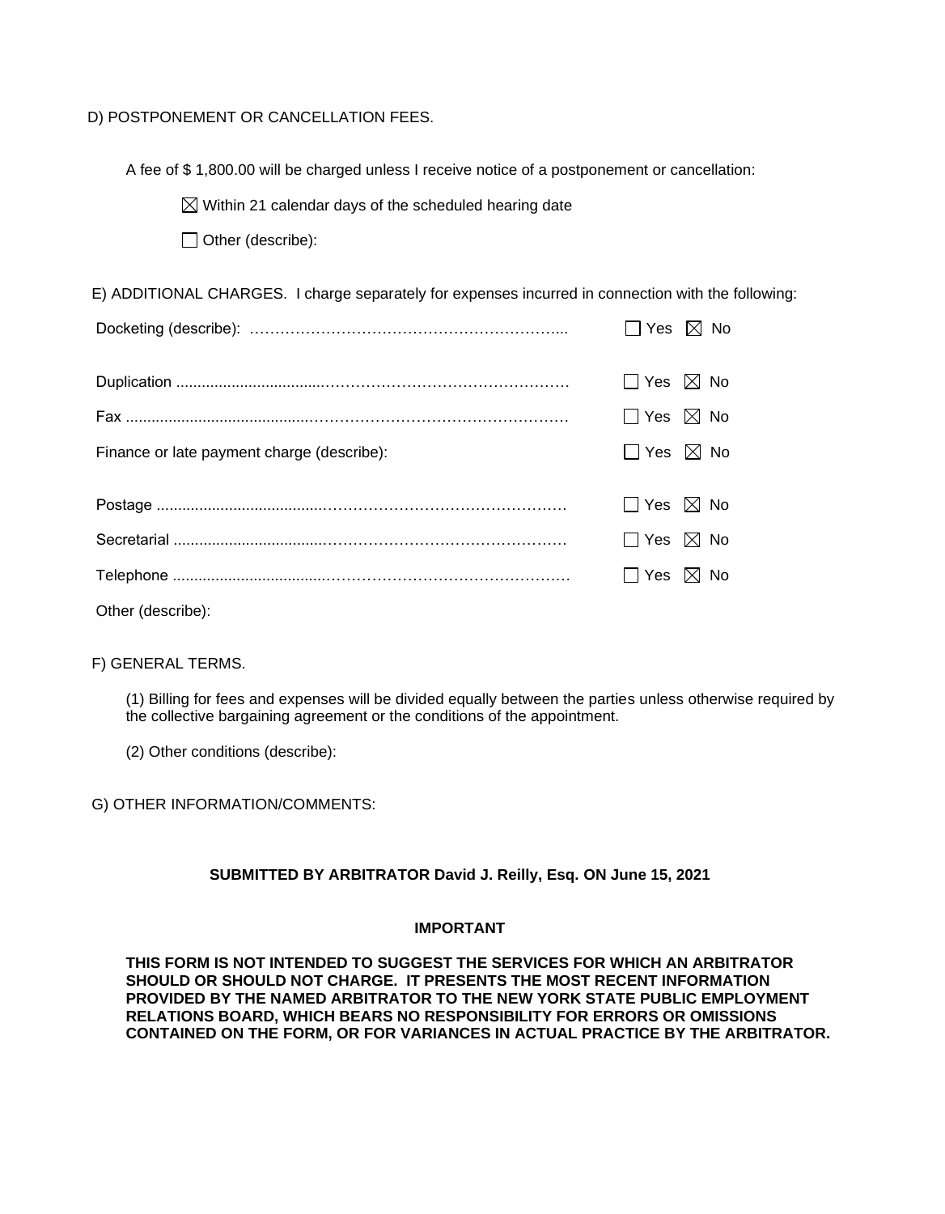D) POSTPONEMENT OR CANCELLATION FEES.

A fee of $ 1,800.00 will be charged unless I receive notice of a postponement or cancellation:

☒ Within 21 calendar days of the scheduled hearing date

☐ Other (describe):

E) ADDITIONAL CHARGES. I charge separately for expenses incurred in connection with the following:

| | |
|---|---|
| Docketing (describe): | ☐ Yes ☒ No |
| Duplication | ☐ Yes ☒ No |
| Fax | ☐ Yes ☒ No |
| Finance or late payment charge (describe): | ☐ Yes ☒ No |
| Postage | ☐ Yes ☒ No |
| Secretarial | ☐ Yes ☒ No |
| Telephone | ☐ Yes ☒ No |

Other (describe):

F) GENERAL TERMS.

(1) Billing for fees and expenses will be divided equally between the parties unless otherwise required by the collective bargaining agreement or the conditions of the appointment.

(2) Other conditions (describe):

G) OTHER INFORMATION/COMMENTS:

**SUBMITTED BY ARBITRATOR David J. Reilly, Esq. ON June 15, 2021**

**IMPORTANT**

**THIS FORM IS NOT INTENDED TO SUGGEST THE SERVICES FOR WHICH AN ARBITRATOR SHOULD OR SHOULD NOT CHARGE. IT PRESENTS THE MOST RECENT INFORMATION PROVIDED BY THE NAMED ARBITRATOR TO THE NEW YORK STATE PUBLIC EMPLOYMENT RELATIONS BOARD, WHICH BEARS NO RESPONSIBILITY FOR ERRORS OR OMISSIONS CONTAINED ON THE FORM, OR FOR VARIANCES IN ACTUAL PRACTICE BY THE ARBITRATOR.**